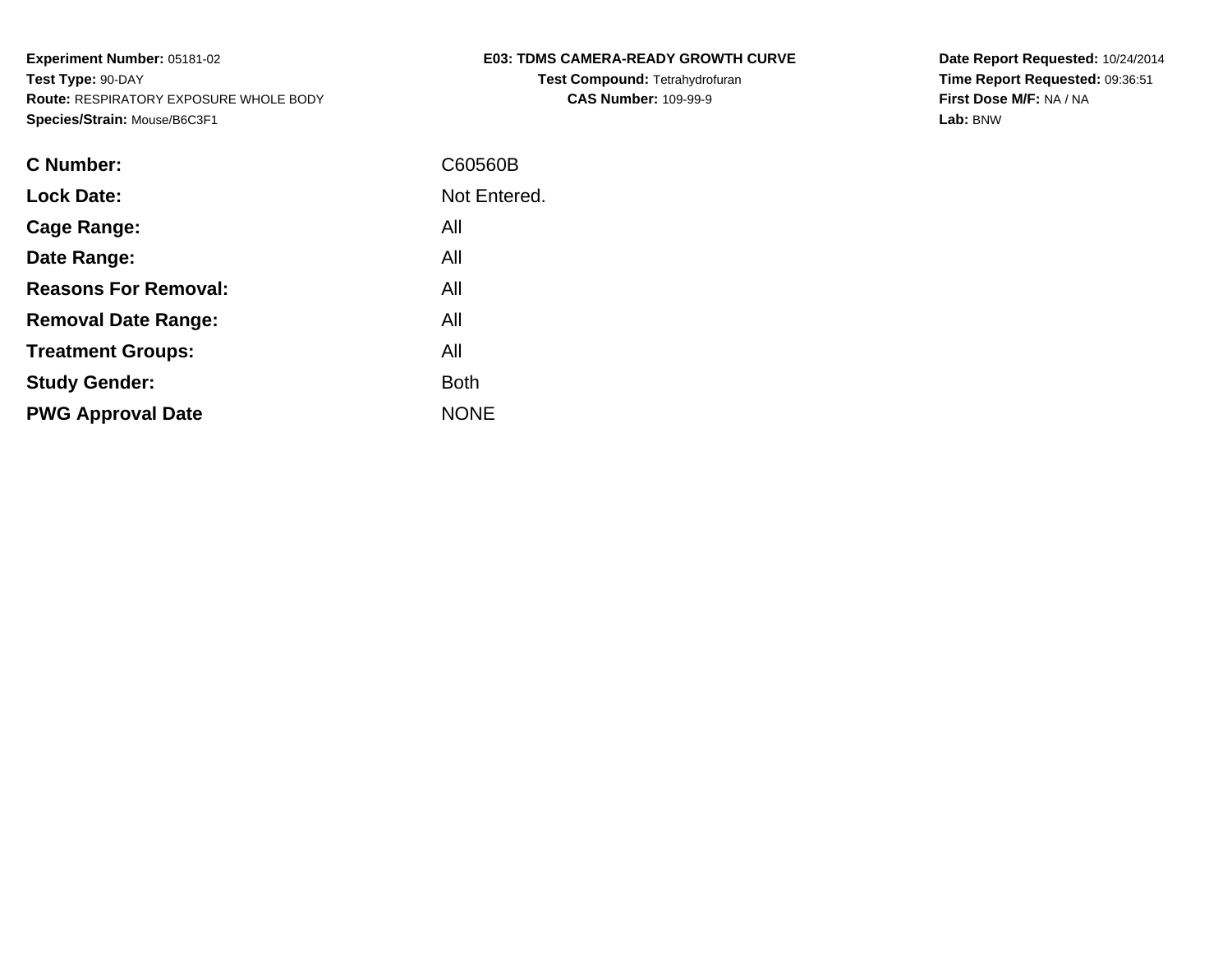**Experiment Number:** 05181-02
**Test Type:** 90-DAY
**Route:** RESPIRATORY EXPOSURE WHOLE BODY
**Species/Strain:** Mouse/B6C3F1

**E03: TDMS CAMERA-READY GROWTH CURVE**
**Test Compound:** Tetrahydrofuran
**CAS Number:** 109-99-9

**Date Report Requested:** 10/24/2014
**Time Report Requested:** 09:36:51
**First Dose M/F:** NA / NA
**Lab:** BNW

| | |
|---|---|
| **C Number:** | C60560B |
| **Lock Date:** | Not Entered. |
| **Cage Range:** | All |
| **Date Range:** | All |
| **Reasons For Removal:** | All |
| **Removal Date Range:** | All |
| **Treatment Groups:** | All |
| **Study Gender:** | Both |
| **PWG Approval Date** | NONE |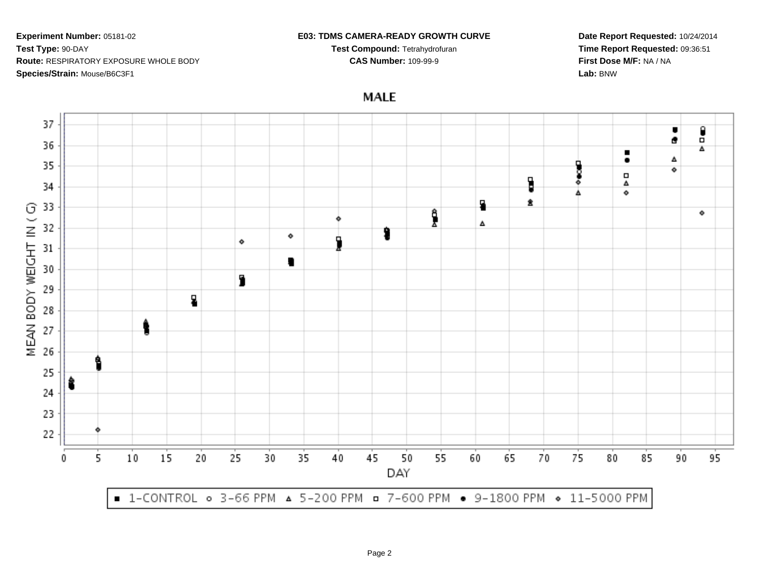**Experiment Number:** 05181-02
**Test Type:** 90-DAY
**Route:** RESPIRATORY EXPOSURE WHOLE BODY
**Species/Strain:** Mouse/B6C3F1

**E03: TDMS CAMERA-READY GROWTH CURVE**
**Test Compound:** Tetrahydrofuran
**CAS Number:** 109-99-9

**Date Report Requested:** 10/24/2014
**Time Report Requested:** 09:36:51
**First Dose M/F:** NA / NA
**Lab:** BNW

## MALE

MEAN BODY WEIGHT IN ( G)

DAY

■ 1-CONTROL ○ 3-66 PPM △ 5-200 PPM □ 7-600 PPM ● 9-1800 PPM ◇ 11-5000 PPM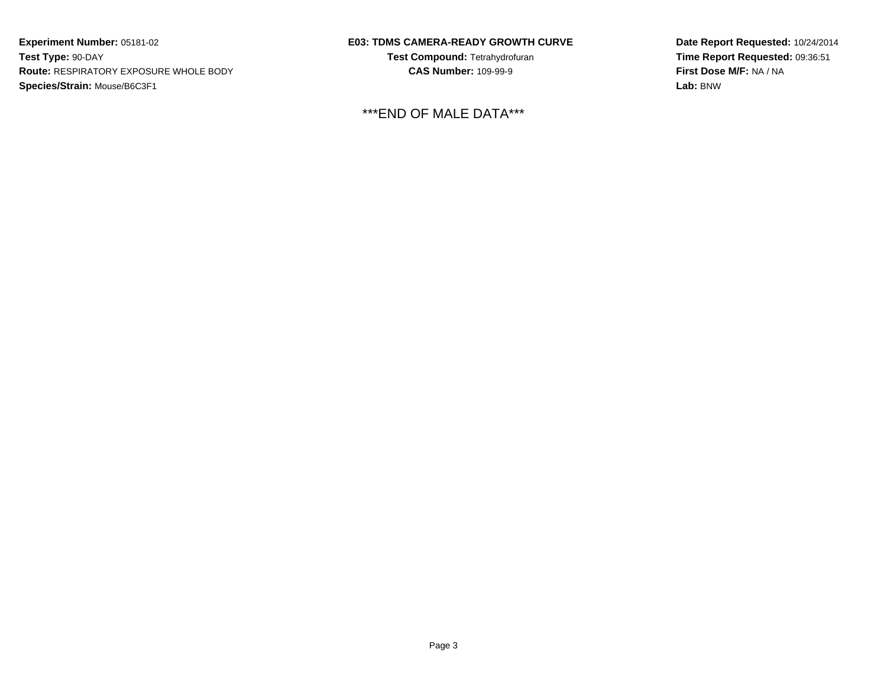**Experiment Number:** 05181-02
**Test Type:** 90-DAY
**Route:** RESPIRATORY EXPOSURE WHOLE BODY
**Species/Strain:** Mouse/B6C3F1

**E03: TDMS CAMERA-READY GROWTH CURVE**
**Test Compound:** Tetrahydrofuran
**CAS Number:** 109-99-9

**Date Report Requested:** 10/24/2014
**Time Report Requested:** 09:36:51
**First Dose M/F:** NA / NA
**Lab:** BNW

***END OF MALE DATA***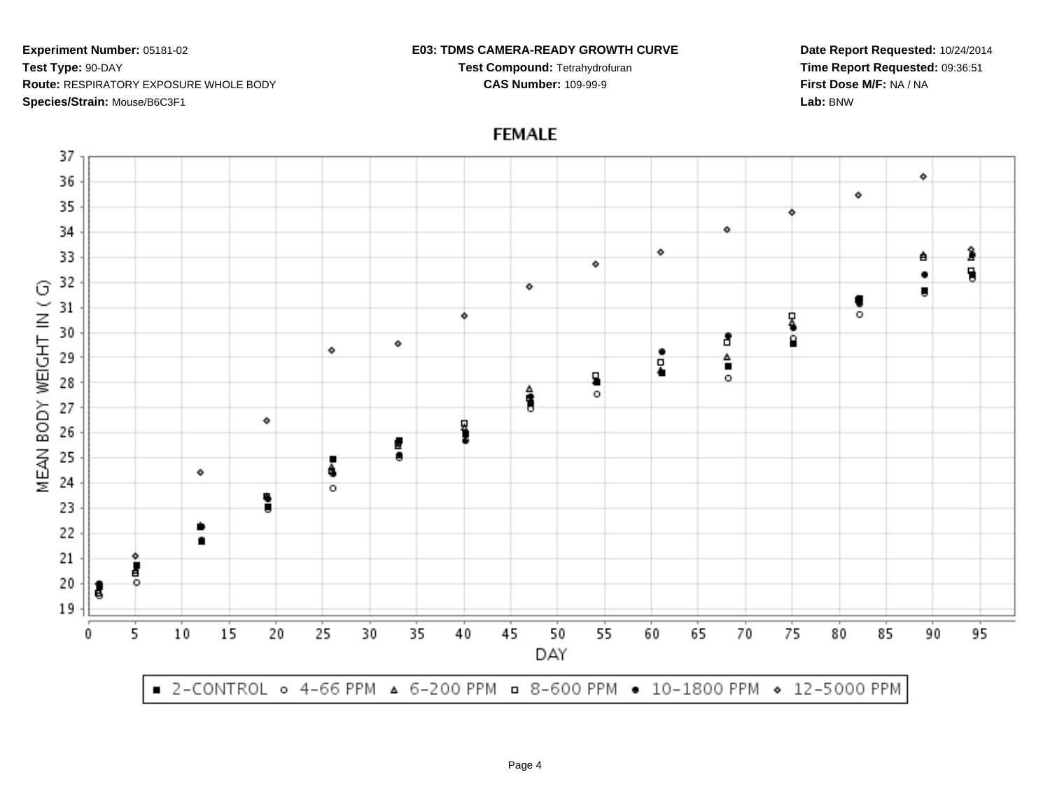**Experiment Number:** 05181-02
**Test Type:** 90-DAY
**Route:** RESPIRATORY EXPOSURE WHOLE BODY
**Species/Strain:** Mouse/B6C3F1

**E03: TDMS CAMERA-READY GROWTH CURVE**
**Test Compound:** Tetrahydrofuran
**CAS Number:** 109-99-9

**Date Report Requested:** 10/24/2014
**Time Report Requested:** 09:36:51
**First Dose M/F:** NA / NA
**Lab:** BNW

## FEMALE

MEAN BODY WEIGHT IN ( G)

DAY

■ 2-CONTROL ○ 4-66 PPM △ 6-200 PPM □ 8-600 PPM ● 10-1800 PPM ◇ 12-5000 PPM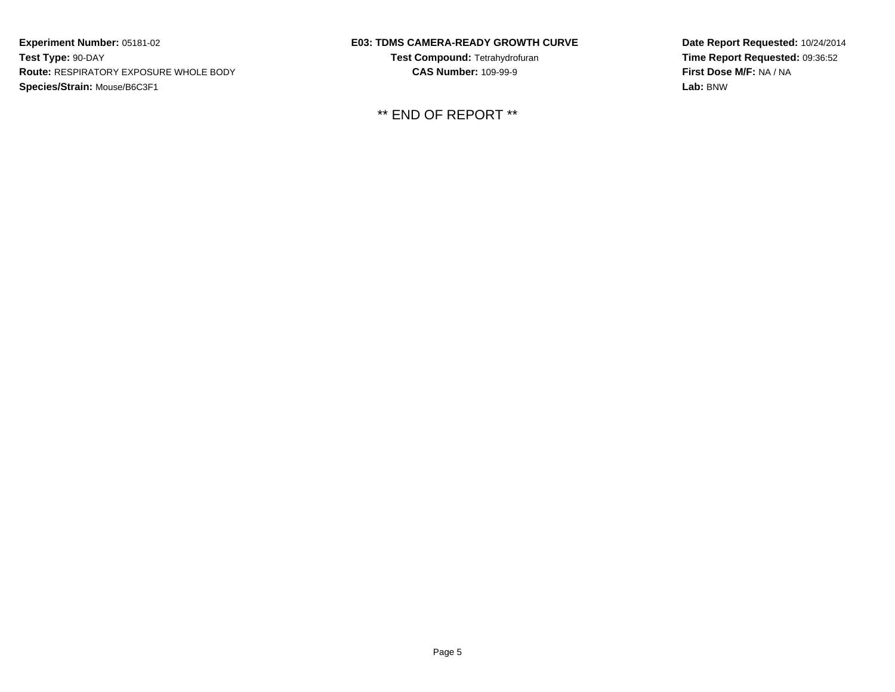**Experiment Number:** 05181-02
**Test Type:** 90-DAY
**Route:** RESPIRATORY EXPOSURE WHOLE BODY
**Species/Strain:** Mouse/B6C3F1

**E03: TDMS CAMERA-READY GROWTH CURVE**
**Test Compound:** Tetrahydrofuran
**CAS Number:** 109-99-9

**Date Report Requested:** 10/24/2014
**Time Report Requested:** 09:36:52
**First Dose M/F:** NA / NA
**Lab:** BNW

** END OF REPORT **